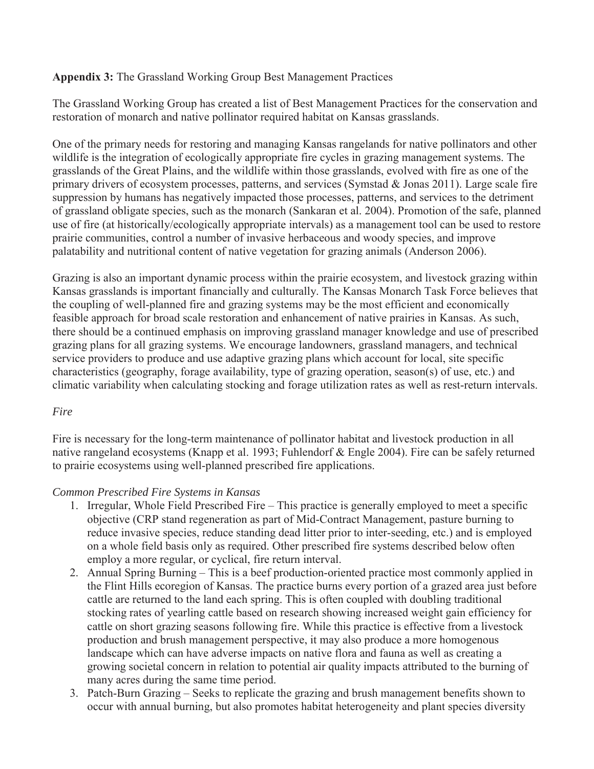**Appendix 3:** The Grassland Working Group Best Management Practices

The Grassland Working Group has created a list of Best Management Practices for the conservation and restoration of monarch and native pollinator required habitat on Kansas grasslands.

One of the primary needs for restoring and managing Kansas rangelands for native pollinators and other wildlife is the integration of ecologically appropriate fire cycles in grazing management systems. The grasslands of the Great Plains, and the wildlife within those grasslands, evolved with fire as one of the primary drivers of ecosystem processes, patterns, and services (Symstad & Jonas 2011). Large scale fire suppression by humans has negatively impacted those processes, patterns, and services to the detriment of grassland obligate species, such as the monarch (Sankaran et al. 2004). Promotion of the safe, planned use of fire (at historically/ecologically appropriate intervals) as a management tool can be used to restore prairie communities, control a number of invasive herbaceous and woody species, and improve palatability and nutritional content of native vegetation for grazing animals (Anderson 2006).

Grazing is also an important dynamic process within the prairie ecosystem, and livestock grazing within Kansas grasslands is important financially and culturally. The Kansas Monarch Task Force believes that the coupling of well-planned fire and grazing systems may be the most efficient and economically feasible approach for broad scale restoration and enhancement of native prairies in Kansas. As such, there should be a continued emphasis on improving grassland manager knowledge and use of prescribed grazing plans for all grazing systems. We encourage landowners, grassland managers, and technical service providers to produce and use adaptive grazing plans which account for local, site specific characteristics (geography, forage availability, type of grazing operation, season(s) of use, etc.) and climatic variability when calculating stocking and forage utilization rates as well as rest-return intervals.

*Fire*

Fire is necessary for the long-term maintenance of pollinator habitat and livestock production in all native rangeland ecosystems (Knapp et al. 1993; Fuhlendorf & Engle 2004). Fire can be safely returned to prairie ecosystems using well-planned prescribed fire applications.

*Common Prescribed Fire Systems in Kansas*

1. Irregular, Whole Field Prescribed Fire – This practice is generally employed to meet a specific objective (CRP stand regeneration as part of Mid-Contract Management, pasture burning to reduce invasive species, reduce standing dead litter prior to inter-seeding, etc.) and is employed on a whole field basis only as required. Other prescribed fire systems described below often employ a more regular, or cyclical, fire return interval.
2. Annual Spring Burning – This is a beef production-oriented practice most commonly applied in the Flint Hills ecoregion of Kansas. The practice burns every portion of a grazed area just before cattle are returned to the land each spring. This is often coupled with doubling traditional stocking rates of yearling cattle based on research showing increased weight gain efficiency for cattle on short grazing seasons following fire. While this practice is effective from a livestock production and brush management perspective, it may also produce a more homogenous landscape which can have adverse impacts on native flora and fauna as well as creating a growing societal concern in relation to potential air quality impacts attributed to the burning of many acres during the same time period.
3. Patch-Burn Grazing – Seeks to replicate the grazing and brush management benefits shown to occur with annual burning, but also promotes habitat heterogeneity and plant species diversity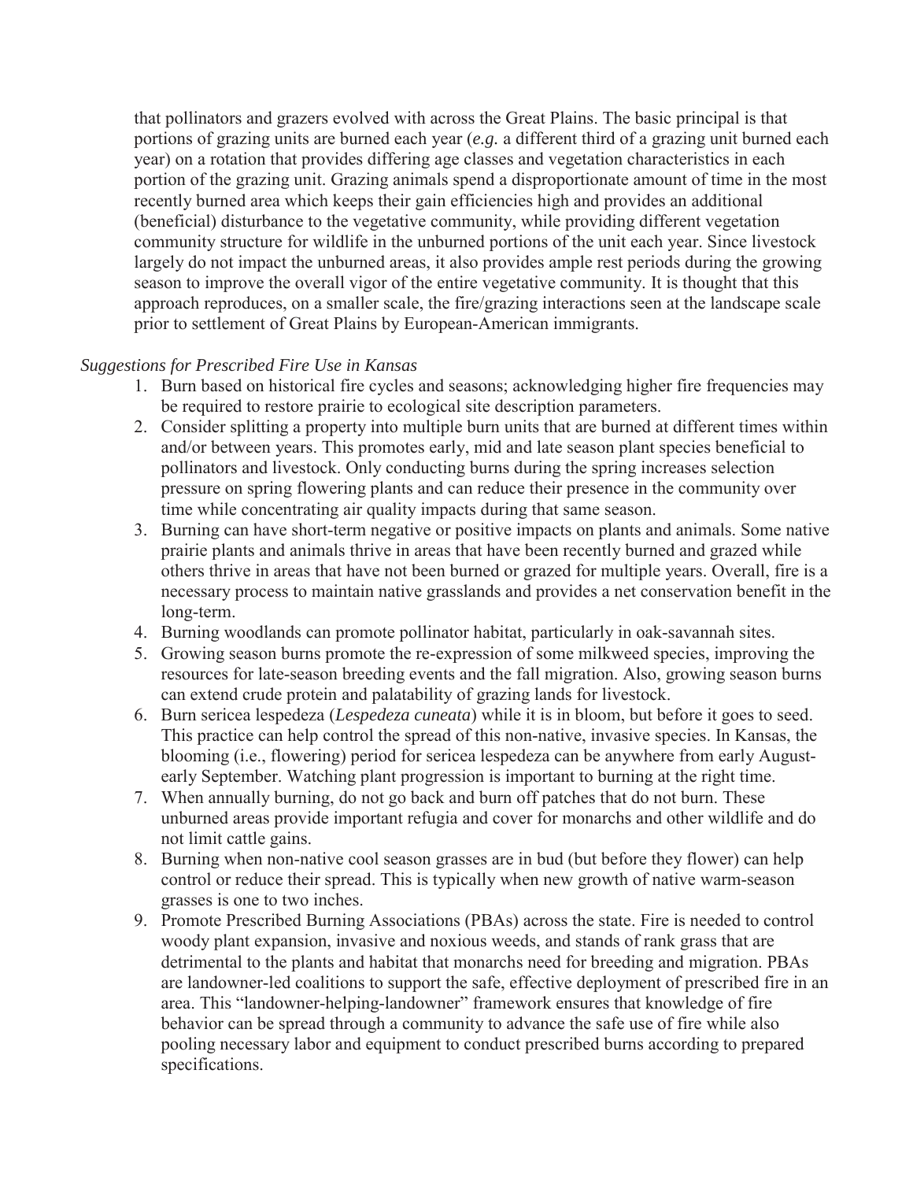that pollinators and grazers evolved with across the Great Plains. The basic principal is that portions of grazing units are burned each year (*e.g.* a different third of a grazing unit burned each year) on a rotation that provides differing age classes and vegetation characteristics in each portion of the grazing unit. Grazing animals spend a disproportionate amount of time in the most recently burned area which keeps their gain efficiencies high and provides an additional (beneficial) disturbance to the vegetative community, while providing different vegetation community structure for wildlife in the unburned portions of the unit each year. Since livestock largely do not impact the unburned areas, it also provides ample rest periods during the growing season to improve the overall vigor of the entire vegetative community. It is thought that this approach reproduces, on a smaller scale, the fire/grazing interactions seen at the landscape scale prior to settlement of Great Plains by European-American immigrants.

*Suggestions for Prescribed Fire Use in Kansas*

1. Burn based on historical fire cycles and seasons; acknowledging higher fire frequencies may be required to restore prairie to ecological site description parameters.
2. Consider splitting a property into multiple burn units that are burned at different times within and/or between years. This promotes early, mid and late season plant species beneficial to pollinators and livestock. Only conducting burns during the spring increases selection pressure on spring flowering plants and can reduce their presence in the community over time while concentrating air quality impacts during that same season.
3. Burning can have short-term negative or positive impacts on plants and animals. Some native prairie plants and animals thrive in areas that have been recently burned and grazed while others thrive in areas that have not been burned or grazed for multiple years. Overall, fire is a necessary process to maintain native grasslands and provides a net conservation benefit in the long-term.
4. Burning woodlands can promote pollinator habitat, particularly in oak-savannah sites.
5. Growing season burns promote the re-expression of some milkweed species, improving the resources for late-season breeding events and the fall migration. Also, growing season burns can extend crude protein and palatability of grazing lands for livestock.
6. Burn sericea lespedeza (*Lespedeza cuneata*) while it is in bloom, but before it goes to seed. This practice can help control the spread of this non-native, invasive species. In Kansas, the blooming (i.e., flowering) period for sericea lespedeza can be anywhere from early August-early September. Watching plant progression is important to burning at the right time.
7. When annually burning, do not go back and burn off patches that do not burn. These unburned areas provide important refugia and cover for monarchs and other wildlife and do not limit cattle gains.
8. Burning when non-native cool season grasses are in bud (but before they flower) can help control or reduce their spread. This is typically when new growth of native warm-season grasses is one to two inches.
9. Promote Prescribed Burning Associations (PBAs) across the state. Fire is needed to control woody plant expansion, invasive and noxious weeds, and stands of rank grass that are detrimental to the plants and habitat that monarchs need for breeding and migration. PBAs are landowner-led coalitions to support the safe, effective deployment of prescribed fire in an area. This "landowner-helping-landowner" framework ensures that knowledge of fire behavior can be spread through a community to advance the safe use of fire while also pooling necessary labor and equipment to conduct prescribed burns according to prepared specifications.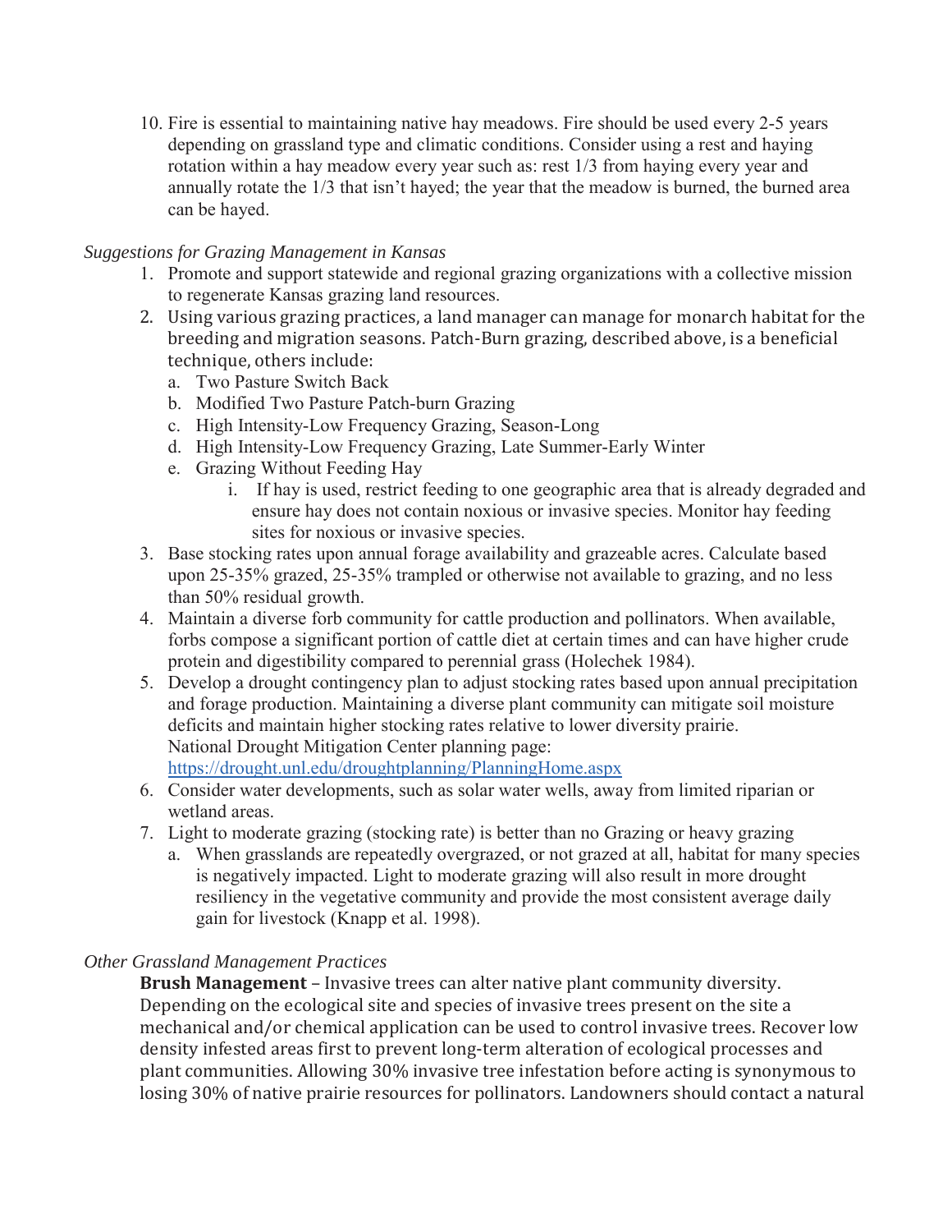10. Fire is essential to maintaining native hay meadows. Fire should be used every 2-5 years depending on grassland type and climatic conditions. Consider using a rest and haying rotation within a hay meadow every year such as: rest 1/3 from haying every year and annually rotate the 1/3 that isn't hayed; the year that the meadow is burned, the burned area can be hayed.

*Suggestions for Grazing Management in Kansas*

1. Promote and support statewide and regional grazing organizations with a collective mission to regenerate Kansas grazing land resources.
2. Using various grazing practices, a land manager can manage for monarch habitat for the breeding and migration seasons. Patch-Burn grazing, described above, is a beneficial technique, others include:
   a. Two Pasture Switch Back
   b. Modified Two Pasture Patch-burn Grazing
   c. High Intensity-Low Frequency Grazing, Season-Long
   d. High Intensity-Low Frequency Grazing, Late Summer-Early Winter
   e. Grazing Without Feeding Hay
      i. If hay is used, restrict feeding to one geographic area that is already degraded and ensure hay does not contain noxious or invasive species. Monitor hay feeding sites for noxious or invasive species.
3. Base stocking rates upon annual forage availability and grazeable acres. Calculate based upon 25-35% grazed, 25-35% trampled or otherwise not available to grazing, and no less than 50% residual growth.
4. Maintain a diverse forb community for cattle production and pollinators. When available, forbs compose a significant portion of cattle diet at certain times and can have higher crude protein and digestibility compared to perennial grass (Holechek 1984).
5. Develop a drought contingency plan to adjust stocking rates based upon annual precipitation and forage production. Maintaining a diverse plant community can mitigate soil moisture deficits and maintain higher stocking rates relative to lower diversity prairie. National Drought Mitigation Center planning page: https://drought.unl.edu/droughtplanning/PlanningHome.aspx
6. Consider water developments, such as solar water wells, away from limited riparian or wetland areas.
7. Light to moderate grazing (stocking rate) is better than no Grazing or heavy grazing
   a. When grasslands are repeatedly overgrazed, or not grazed at all, habitat for many species is negatively impacted. Light to moderate grazing will also result in more drought resiliency in the vegetative community and provide the most consistent average daily gain for livestock (Knapp et al. 1998).

*Other Grassland Management Practices*

**Brush Management** – Invasive trees can alter native plant community diversity. Depending on the ecological site and species of invasive trees present on the site a mechanical and/or chemical application can be used to control invasive trees. Recover low density infested areas first to prevent long-term alteration of ecological processes and plant communities. Allowing 30% invasive tree infestation before acting is synonymous to losing 30% of native prairie resources for pollinators. Landowners should contact a natural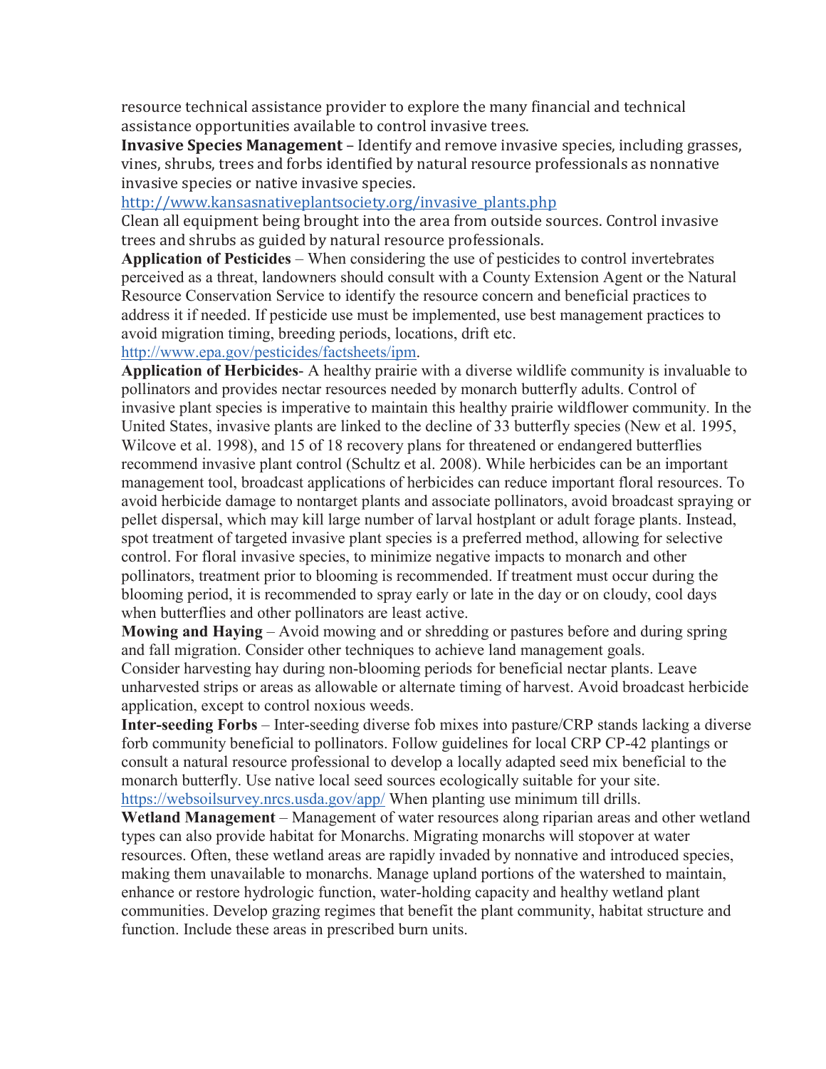resource technical assistance provider to explore the many financial and technical assistance opportunities available to control invasive trees.

**Invasive Species Management** – Identify and remove invasive species, including grasses, vines, shrubs, trees and forbs identified by natural resource professionals as nonnative invasive species or native invasive species.
http://www.kansasnativeplantsociety.org/invasive_plants.php
Clean all equipment being brought into the area from outside sources. Control invasive trees and shrubs as guided by natural resource professionals.

**Application of Pesticides** – When considering the use of pesticides to control invertebrates perceived as a threat, landowners should consult with a County Extension Agent or the Natural Resource Conservation Service to identify the resource concern and beneficial practices to address it if needed. If pesticide use must be implemented, use best management practices to avoid migration timing, breeding periods, locations, drift etc.
http://www.epa.gov/pesticides/factsheets/ipm.

**Application of Herbicides**- A healthy prairie with a diverse wildlife community is invaluable to pollinators and provides nectar resources needed by monarch butterfly adults. Control of invasive plant species is imperative to maintain this healthy prairie wildflower community. In the United States, invasive plants are linked to the decline of 33 butterfly species (New et al. 1995, Wilcove et al. 1998), and 15 of 18 recovery plans for threatened or endangered butterflies recommend invasive plant control (Schultz et al. 2008). While herbicides can be an important management tool, broadcast applications of herbicides can reduce important floral resources. To avoid herbicide damage to nontarget plants and associate pollinators, avoid broadcast spraying or pellet dispersal, which may kill large number of larval hostplant or adult forage plants. Instead, spot treatment of targeted invasive plant species is a preferred method, allowing for selective control. For floral invasive species, to minimize negative impacts to monarch and other pollinators, treatment prior to blooming is recommended. If treatment must occur during the blooming period, it is recommended to spray early or late in the day or on cloudy, cool days when butterflies and other pollinators are least active.

**Mowing and Haying** – Avoid mowing and or shredding or pastures before and during spring and fall migration. Consider other techniques to achieve land management goals.
Consider harvesting hay during non-blooming periods for beneficial nectar plants. Leave unharvested strips or areas as allowable or alternate timing of harvest. Avoid broadcast herbicide application, except to control noxious weeds.

**Inter-seeding Forbs** – Inter-seeding diverse fob mixes into pasture/CRP stands lacking a diverse forb community beneficial to pollinators. Follow guidelines for local CRP CP-42 plantings or consult a natural resource professional to develop a locally adapted seed mix beneficial to the monarch butterfly. Use native local seed sources ecologically suitable for your site.
https://websoilsurvey.nrcs.usda.gov/app/ When planting use minimum till drills.

**Wetland Management** – Management of water resources along riparian areas and other wetland types can also provide habitat for Monarchs. Migrating monarchs will stopover at water resources. Often, these wetland areas are rapidly invaded by nonnative and introduced species, making them unavailable to monarchs. Manage upland portions of the watershed to maintain, enhance or restore hydrologic function, water-holding capacity and healthy wetland plant communities. Develop grazing regimes that benefit the plant community, habitat structure and function. Include these areas in prescribed burn units.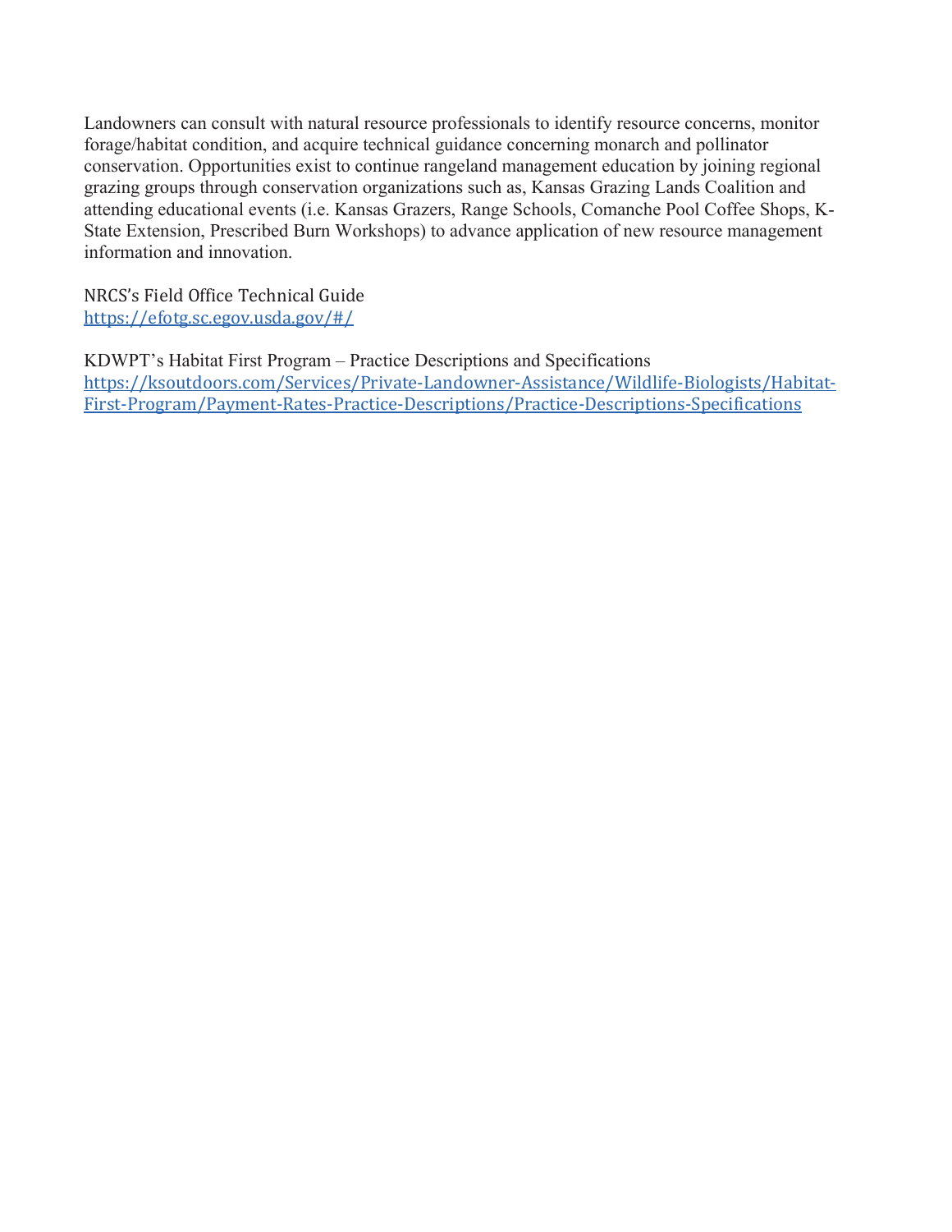Landowners can consult with natural resource professionals to identify resource concerns, monitor forage/habitat condition, and acquire technical guidance concerning monarch and pollinator conservation. Opportunities exist to continue rangeland management education by joining regional grazing groups through conservation organizations such as, Kansas Grazing Lands Coalition and attending educational events (i.e. Kansas Grazers, Range Schools, Comanche Pool Coffee Shops, K-State Extension, Prescribed Burn Workshops) to advance application of new resource management information and innovation.

NRCS's Field Office Technical Guide
[https://efotg.sc.egov.usda.gov/#/](https://efotg.sc.egov.usda.gov/#/)

KDWPT's Habitat First Program – Practice Descriptions and Specifications
[https://ksoutdoors.com/Services/Private-Landowner-Assistance/Wildlife-Biologists/Habitat-First-Program/Payment-Rates-Practice-Descriptions/Practice-Descriptions-Specifications](https://ksoutdoors.com/Services/Private-Landowner-Assistance/Wildlife-Biologists/Habitat-First-Program/Payment-Rates-Practice-Descriptions/Practice-Descriptions-Specifications)